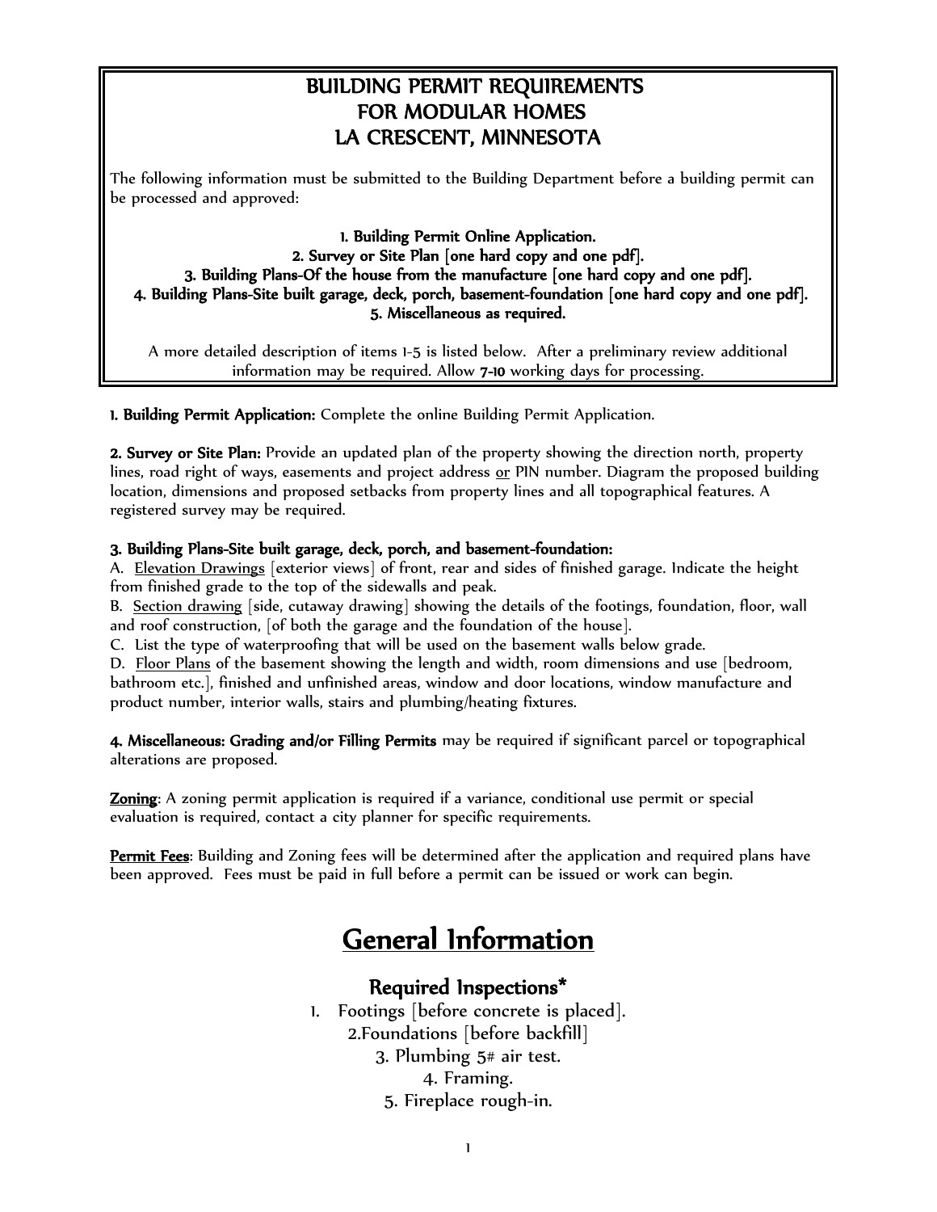# BUILDING PERMIT REQUIREMENTS
# FOR MODULAR HOMES
# LA CRESCENT, MINNESOTA

The following information must be submitted to the Building Department before a building permit can be processed and approved:

**1. Building Permit Online Application.**
**2. Survey or Site Plan [one hard copy and one pdf].**
**3. Building Plans-Of the house from the manufacture [one hard copy and one pdf].**
**4. Building Plans-Site built garage, deck, porch, basement-foundation [one hard copy and one pdf].**
**5. Miscellaneous as required.**

A more detailed description of items 1-5 is listed below. After a preliminary review additional information may be required. Allow **7-10** working days for processing.

**1. Building Permit Application:** Complete the online Building Permit Application.

**2. Survey or Site Plan:** Provide an updated plan of the property showing the direction north, property lines, road right of ways, easements and project address or PIN number. Diagram the proposed building location, dimensions and proposed setbacks from property lines and all topographical features. A registered survey may be required.

**3. Building Plans-Site built garage, deck, porch, and basement-foundation:**
A. Elevation Drawings [exterior views] of front, rear and sides of finished garage. Indicate the height from finished grade to the top of the sidewalls and peak.
B. Section drawing [side, cutaway drawing] showing the details of the footings, foundation, floor, wall and roof construction, [of both the garage and the foundation of the house].
C. List the type of waterproofing that will be used on the basement walls below grade.
D. Floor Plans of the basement showing the length and width, room dimensions and use [bedroom, bathroom etc.], finished and unfinished areas, window and door locations, window manufacture and product number, interior walls, stairs and plumbing/heating fixtures.

**4. Miscellaneous: Grading and/or Filling Permits** may be required if significant parcel or topographical alterations are proposed.

**Zoning**: A zoning permit application is required if a variance, conditional use permit or special evaluation is required, contact a city planner for specific requirements.

**Permit Fees**: Building and Zoning fees will be determined after the application and required plans have been approved. Fees must be paid in full before a permit can be issued or work can begin.

# General Information

## Required Inspections*

1. Footings [before concrete is placed].
2. Foundations [before backfill]
3. Plumbing 5# air test.
4. Framing.
5. Fireplace rough-in.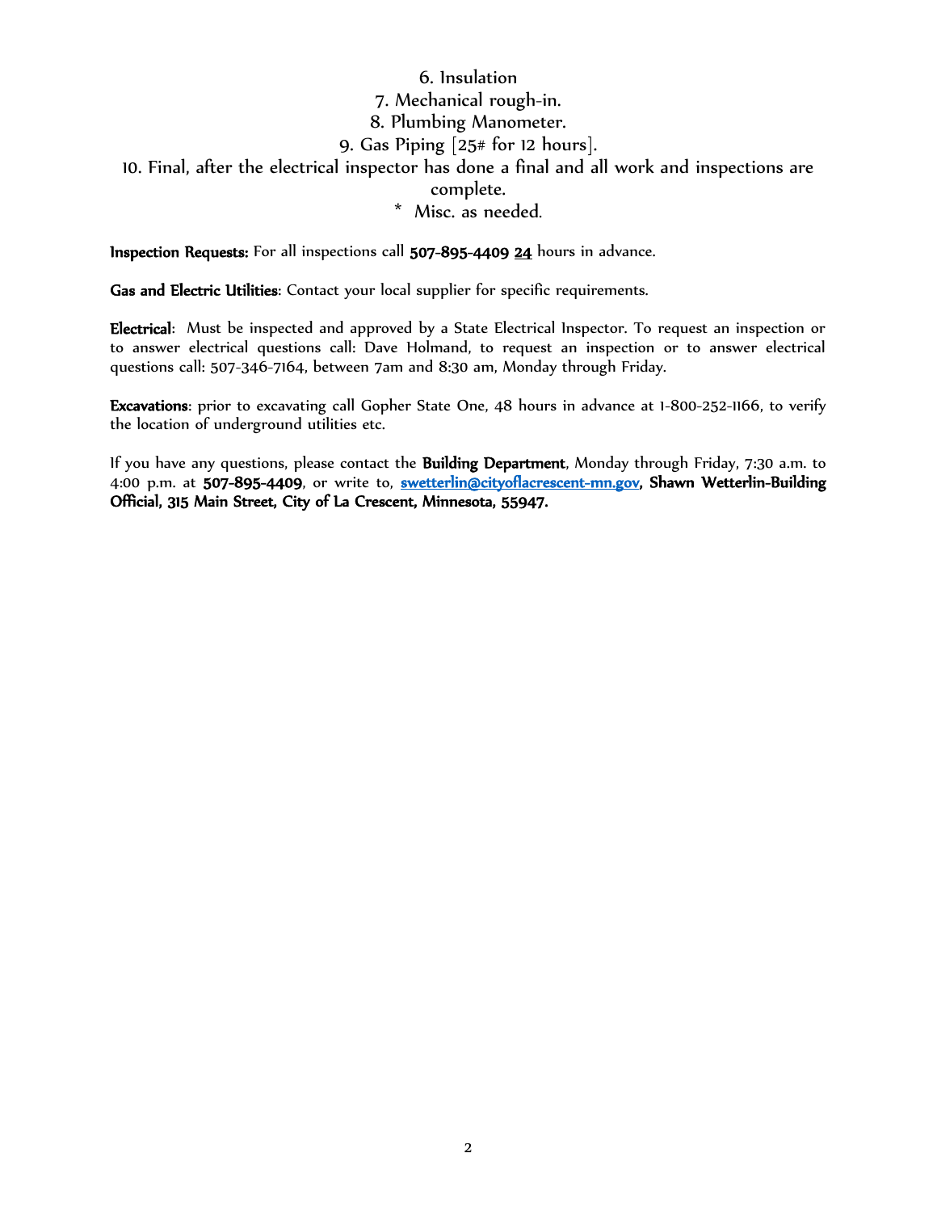6. Insulation
7. Mechanical rough-in.
8. Plumbing Manometer.
9. Gas Piping [25# for 12 hours].
10. Final, after the electrical inspector has done a final and all work and inspections are complete.
\* Misc. as needed.

**Inspection Requests:** For all inspections call **507-895-4409** **24** hours in advance.

**Gas and Electric Utilities**: Contact your local supplier for specific requirements.

**Electrical**: Must be inspected and approved by a State Electrical Inspector. To request an inspection or to answer electrical questions call: Dave Holmand, to request an inspection or to answer electrical questions call: 507-346-7164, between 7am and 8:30 am, Monday through Friday.

**Excavations**: prior to excavating call Gopher State One, 48 hours in advance at 1-800-252-1166, to verify the location of underground utilities etc.

If you have any questions, please contact the **Building Department**, Monday through Friday, 7:30 a.m. to 4:00 p.m. at **507-895-4409**, or write to, **swetterlin@cityoflacrescent-mn.gov, Shawn Wetterlin-Building Official, 315 Main Street, City of La Crescent, Minnesota, 55947.**